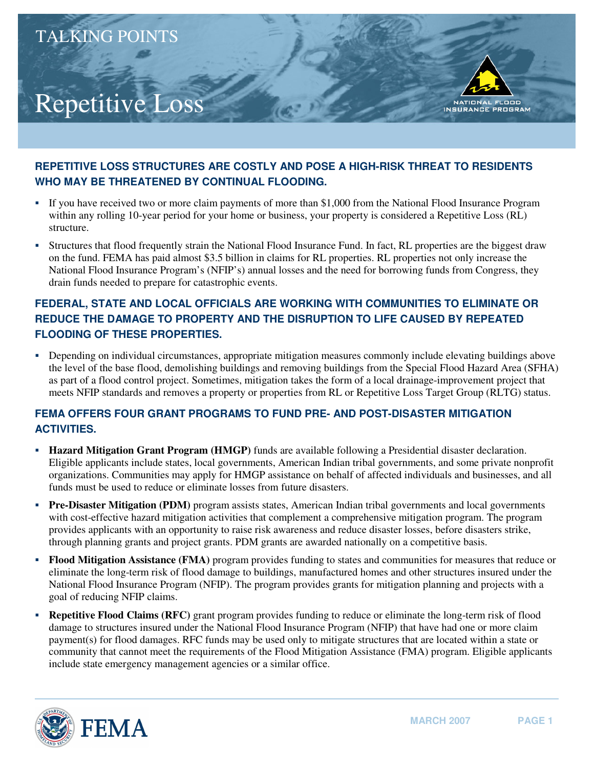TALKING POINTS

# Repetitive Loss

NATIONAL FLOOD INSURANCE PROGRAM

## REPETITIVE LOSS STRUCTURES ARE COSTLY AND POSE A HIGH-RISK THREAT TO RESIDENTS WHO MAY BE THREATENED BY CONTINUAL FLOODING.

- If you have received two or more claim payments of more than $1,000 from the National Flood Insurance Program within any rolling 10-year period for your home or business, your property is considered a Repetitive Loss (RL) structure.
- Structures that flood frequently strain the National Flood Insurance Fund. In fact, RL properties are the biggest draw on the fund. FEMA has paid almost $3.5 billion in claims for RL properties. RL properties not only increase the National Flood Insurance Program's (NFIP's) annual losses and the need for borrowing funds from Congress, they drain funds needed to prepare for catastrophic events.

## FEDERAL, STATE AND LOCAL OFFICIALS ARE WORKING WITH COMMUNITIES TO ELIMINATE OR REDUCE THE DAMAGE TO PROPERTY AND THE DISRUPTION TO LIFE CAUSED BY REPEATED FLOODING OF THESE PROPERTIES.

- Depending on individual circumstances, appropriate mitigation measures commonly include elevating buildings above the level of the base flood, demolishing buildings and removing buildings from the Special Flood Hazard Area (SFHA) as part of a flood control project. Sometimes, mitigation takes the form of a local drainage-improvement project that meets NFIP standards and removes a property or properties from RL or Repetitive Loss Target Group (RLTG) status.

## FEMA OFFERS FOUR GRANT PROGRAMS TO FUND PRE- AND POST-DISASTER MITIGATION ACTIVITIES.

- **Hazard Mitigation Grant Program (HMGP)** funds are available following a Presidential disaster declaration. Eligible applicants include states, local governments, American Indian tribal governments, and some private nonprofit organizations. Communities may apply for HMGP assistance on behalf of affected individuals and businesses, and all funds must be used to reduce or eliminate losses from future disasters.
- **Pre-Disaster Mitigation (PDM)** program assists states, American Indian tribal governments and local governments with cost-effective hazard mitigation activities that complement a comprehensive mitigation program. The program provides applicants with an opportunity to raise risk awareness and reduce disaster losses, before disasters strike, through planning grants and project grants. PDM grants are awarded nationally on a competitive basis.
- **Flood Mitigation Assistance (FMA)** program provides funding to states and communities for measures that reduce or eliminate the long-term risk of flood damage to buildings, manufactured homes and other structures insured under the National Flood Insurance Program (NFIP). The program provides grants for mitigation planning and projects with a goal of reducing NFIP claims.
- **Repetitive Flood Claims (RFC)** grant program provides funding to reduce or eliminate the long-term risk of flood damage to structures insured under the National Flood Insurance Program (NFIP) that have had one or more claim payment(s) for flood damages. RFC funds may be used only to mitigate structures that are located within a state or community that cannot meet the requirements of the Flood Mitigation Assistance (FMA) program. Eligible applicants include state emergency management agencies or a similar office.

FEMA

MARCH 2007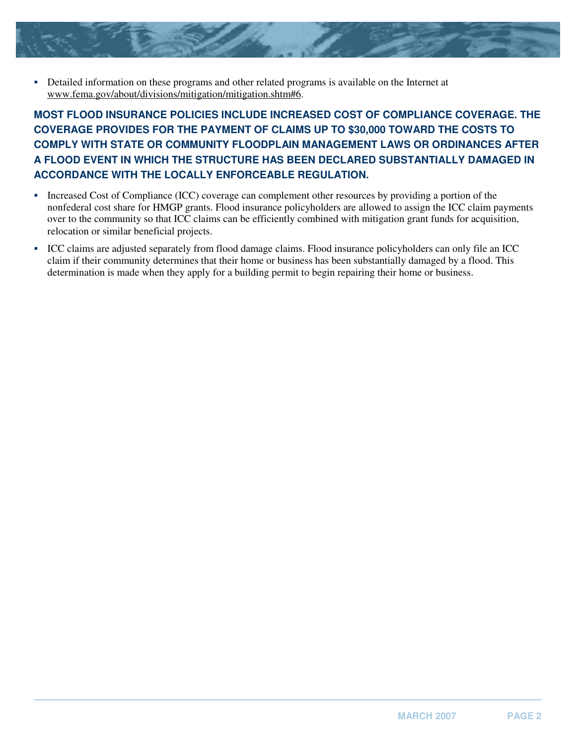- Detailed information on these programs and other related programs is available on the Internet at www.fema.gov/about/divisions/mitigation/mitigation.shtm#6.

**MOST FLOOD INSURANCE POLICIES INCLUDE INCREASED COST OF COMPLIANCE COVERAGE. THE COVERAGE PROVIDES FOR THE PAYMENT OF CLAIMS UP TO $30,000 TOWARD THE COSTS TO COMPLY WITH STATE OR COMMUNITY FLOODPLAIN MANAGEMENT LAWS OR ORDINANCES AFTER A FLOOD EVENT IN WHICH THE STRUCTURE HAS BEEN DECLARED SUBSTANTIALLY DAMAGED IN ACCORDANCE WITH THE LOCALLY ENFORCEABLE REGULATION.**

- Increased Cost of Compliance (ICC) coverage can complement other resources by providing a portion of the nonfederal cost share for HMGP grants. Flood insurance policyholders are allowed to assign the ICC claim payments over to the community so that ICC claims can be efficiently combined with mitigation grant funds for acquisition, relocation or similar beneficial projects.
- ICC claims are adjusted separately from flood damage claims. Flood insurance policyholders can only file an ICC claim if their community determines that their home or business has been substantially damaged by a flood. This determination is made when they apply for a building permit to begin repairing their home or business.